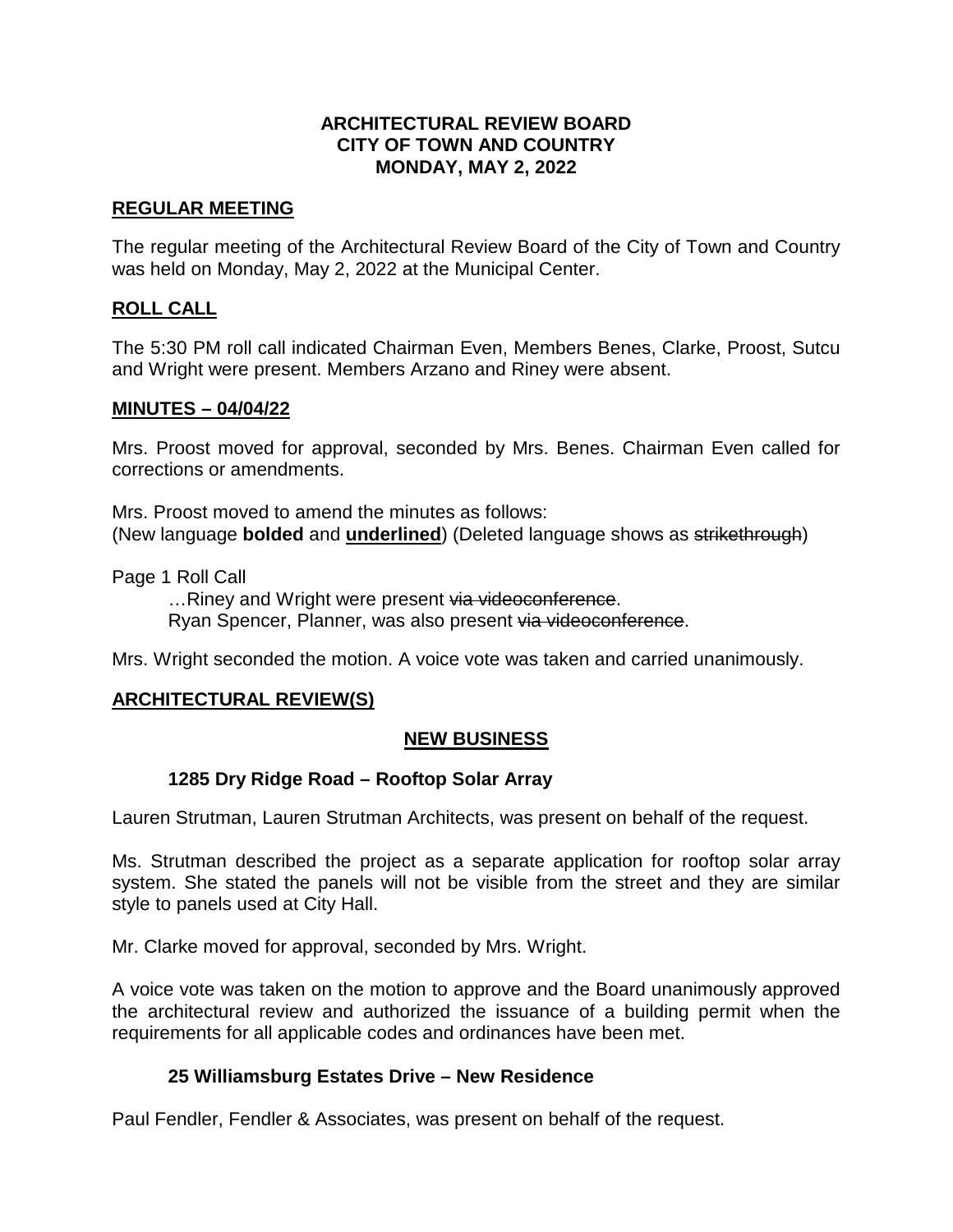# ARCHITECTURAL REVIEW BOARD
# CITY OF TOWN AND COUNTRY
# MONDAY, MAY 2, 2022

## REGULAR MEETING

The regular meeting of the Architectural Review Board of the City of Town and Country was held on Monday, May 2, 2022 at the Municipal Center.

## ROLL CALL

The 5:30 PM roll call indicated Chairman Even, Members Benes, Clarke, Proost, Sutcu and Wright were present. Members Arzano and Riney were absent.

## MINUTES – 04/04/22

Mrs. Proost moved for approval, seconded by Mrs. Benes. Chairman Even called for corrections or amendments.

Mrs. Proost moved to amend the minutes as follows:
(New language **bolded** and **<u>underlined</u>**) (Deleted language shows as ~~strikethrough~~)

Page 1 Roll Call

…Riney and Wright were present ~~via videoconference~~.
Ryan Spencer, Planner, was also present ~~via videoconference~~.

Mrs. Wright seconded the motion. A voice vote was taken and carried unanimously.

## ARCHITECTURAL REVIEW(S)

### NEW BUSINESS

#### 1285 Dry Ridge Road – Rooftop Solar Array

Lauren Strutman, Lauren Strutman Architects, was present on behalf of the request.

Ms. Strutman described the project as a separate application for rooftop solar array system. She stated the panels will not be visible from the street and they are similar style to panels used at City Hall.

Mr. Clarke moved for approval, seconded by Mrs. Wright.

A voice vote was taken on the motion to approve and the Board unanimously approved the architectural review and authorized the issuance of a building permit when the requirements for all applicable codes and ordinances have been met.

#### 25 Williamsburg Estates Drive – New Residence

Paul Fendler, Fendler & Associates, was present on behalf of the request.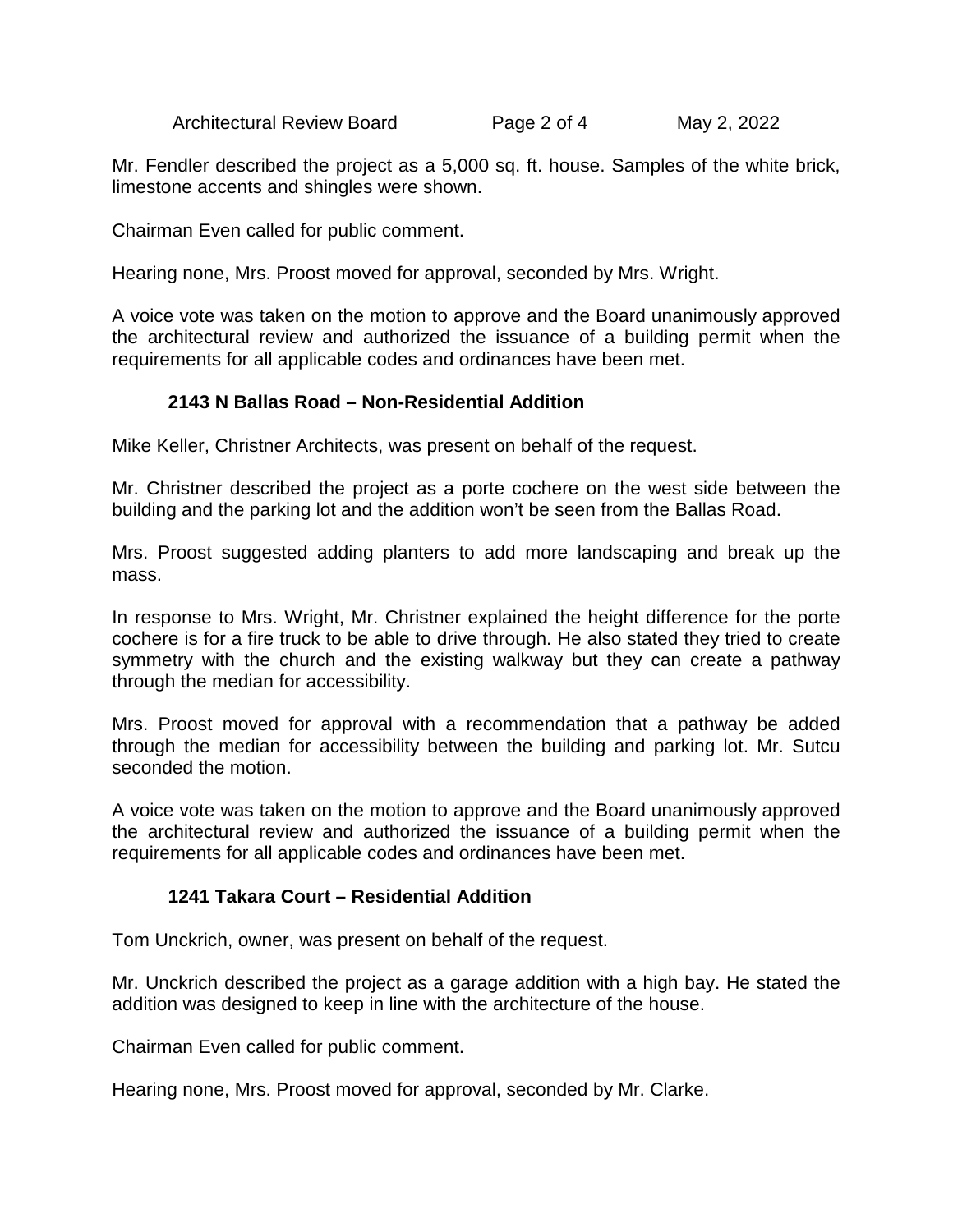Mr. Fendler described the project as a 5,000 sq. ft. house. Samples of the white brick, limestone accents and shingles were shown.

Chairman Even called for public comment.

Hearing none, Mrs. Proost moved for approval, seconded by Mrs. Wright.

A voice vote was taken on the motion to approve and the Board unanimously approved the architectural review and authorized the issuance of a building permit when the requirements for all applicable codes and ordinances have been met.

### 2143 N Ballas Road – Non-Residential Addition

Mike Keller, Christner Architects, was present on behalf of the request.

Mr. Christner described the project as a porte cochere on the west side between the building and the parking lot and the addition won't be seen from the Ballas Road.

Mrs. Proost suggested adding planters to add more landscaping and break up the mass.

In response to Mrs. Wright, Mr. Christner explained the height difference for the porte cochere is for a fire truck to be able to drive through. He also stated they tried to create symmetry with the church and the existing walkway but they can create a pathway through the median for accessibility.

Mrs. Proost moved for approval with a recommendation that a pathway be added through the median for accessibility between the building and parking lot. Mr. Sutcu seconded the motion.

A voice vote was taken on the motion to approve and the Board unanimously approved the architectural review and authorized the issuance of a building permit when the requirements for all applicable codes and ordinances have been met.

### 1241 Takara Court – Residential Addition

Tom Unckrich, owner, was present on behalf of the request.

Mr. Unckrich described the project as a garage addition with a high bay. He stated the addition was designed to keep in line with the architecture of the house.

Chairman Even called for public comment.

Hearing none, Mrs. Proost moved for approval, seconded by Mr. Clarke.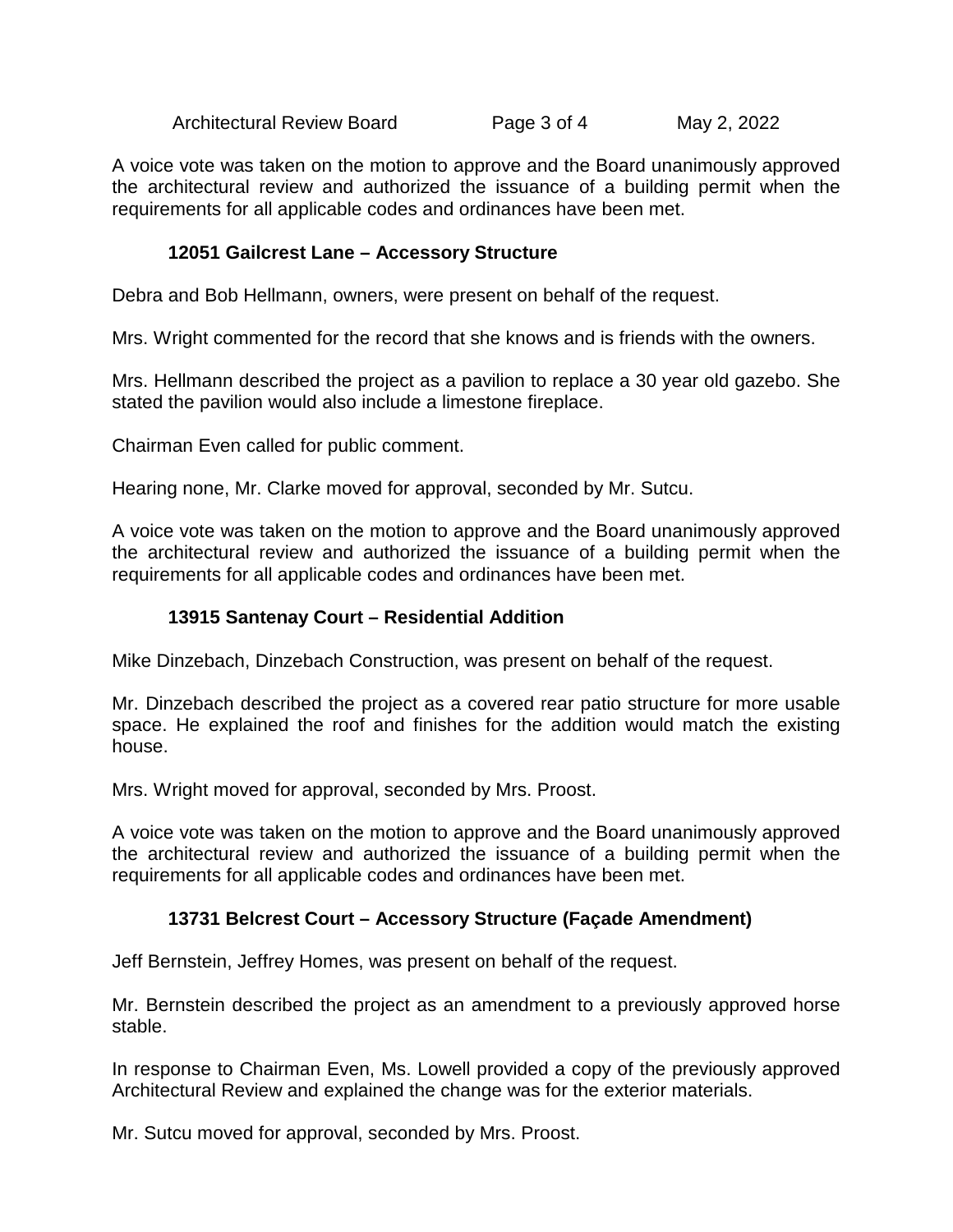A voice vote was taken on the motion to approve and the Board unanimously approved the architectural review and authorized the issuance of a building permit when the requirements for all applicable codes and ordinances have been met.

### 12051 Gailcrest Lane – Accessory Structure

Debra and Bob Hellmann, owners, were present on behalf of the request.

Mrs. Wright commented for the record that she knows and is friends with the owners.

Mrs. Hellmann described the project as a pavilion to replace a 30 year old gazebo. She stated the pavilion would also include a limestone fireplace.

Chairman Even called for public comment.

Hearing none, Mr. Clarke moved for approval, seconded by Mr. Sutcu.

A voice vote was taken on the motion to approve and the Board unanimously approved the architectural review and authorized the issuance of a building permit when the requirements for all applicable codes and ordinances have been met.

### 13915 Santenay Court – Residential Addition

Mike Dinzebach, Dinzebach Construction, was present on behalf of the request.

Mr. Dinzebach described the project as a covered rear patio structure for more usable space. He explained the roof and finishes for the addition would match the existing house.

Mrs. Wright moved for approval, seconded by Mrs. Proost.

A voice vote was taken on the motion to approve and the Board unanimously approved the architectural review and authorized the issuance of a building permit when the requirements for all applicable codes and ordinances have been met.

### 13731 Belcrest Court – Accessory Structure (Façade Amendment)

Jeff Bernstein, Jeffrey Homes, was present on behalf of the request.

Mr. Bernstein described the project as an amendment to a previously approved horse stable.

In response to Chairman Even, Ms. Lowell provided a copy of the previously approved Architectural Review and explained the change was for the exterior materials.

Mr. Sutcu moved for approval, seconded by Mrs. Proost.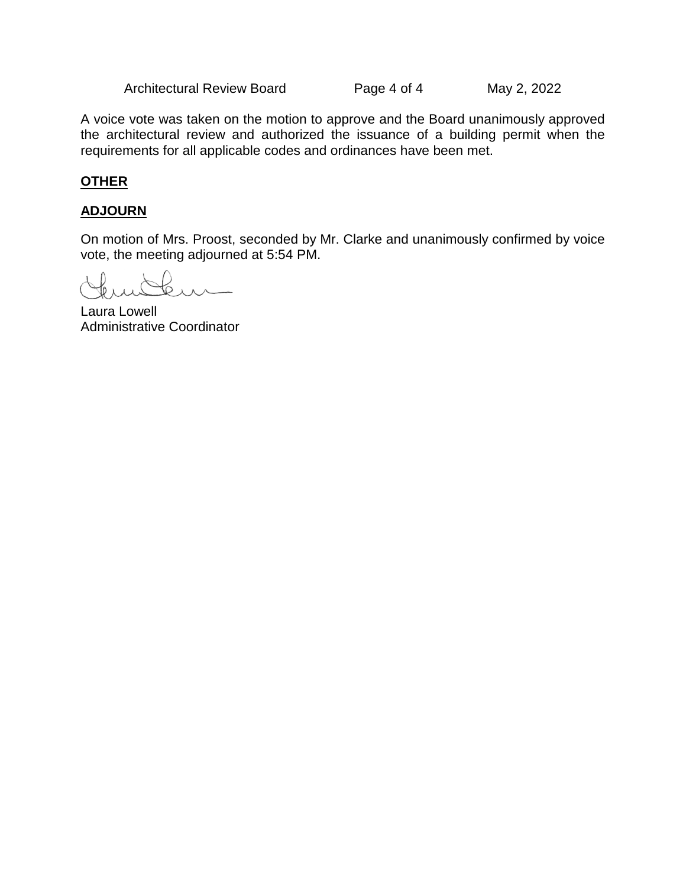A voice vote was taken on the motion to approve and the Board unanimously approved the architectural review and authorized the issuance of a building permit when the requirements for all applicable codes and ordinances have been met.

**OTHER**

**ADJOURN**

On motion of Mrs. Proost, seconded by Mr. Clarke and unanimously confirmed by voice vote, the meeting adjourned at 5:54 PM.

Laura Lowell
Administrative Coordinator